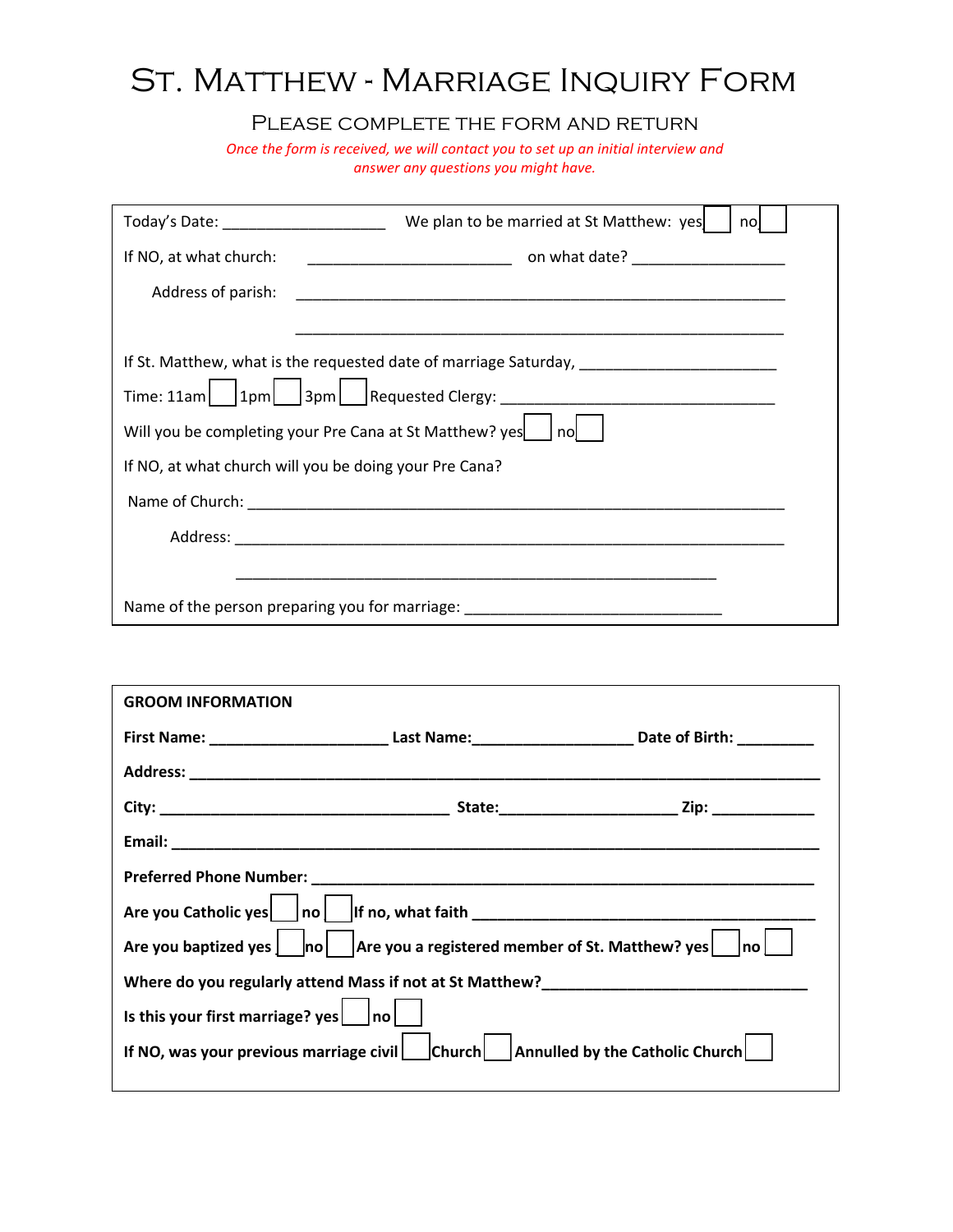# St. Matthew - Marriage Inquiry Form

## Please complete the form and return

*Once the form is received, we will contact you to set up an initial interview and answer any questions you might have.*

Today's Date: ___________________ We plan to be married at St Matthew: yes ☐ no ☐

If NO, at what church: _______________________ on what date? _________________

Address of parish: ________________________________________________________

________________________________________________________

If St. Matthew, what is the requested date of marriage Saturday, ______________________

Time: 11am ☐ 1pm ☐ 3pm ☐ Requested Clergy: _______________________________

Will you be completing your Pre Cana at St Matthew? yes ☐ no ☐

If NO, at what church will you be doing your Pre Cana?

Name of Church: ____________________________________________________________

Address: ____________________________________________________________

______________________________________________________

Name of the person preparing you for marriage: _____________________________

**GROOM INFORMATION**

**First Name:** ____________________ **Last Name:** __________________ **Date of Birth:** _________

**Address:** ______________________________________________________________________

**City:** _________________________________ **State:** ____________________ **Zip:** ___________

**Email:** ________________________________________________________________________

**Preferred Phone Number:** ________________________________________________________

**Are you Catholic yes** ☐ **no** ☐ **If no, what faith** ______________________________________

**Are you baptized yes** ☐ **no** ☐ **Are you a registered member of St. Matthew? yes** ☐ **no** ☐

**Where do you regularly attend Mass if not at St Matthew?** ______________________________

**Is this your first marriage? yes** ☐ **no** ☐

**If NO, was your previous marriage civil** ☐ **Church** ☐ **Annulled by the Catholic Church** ☐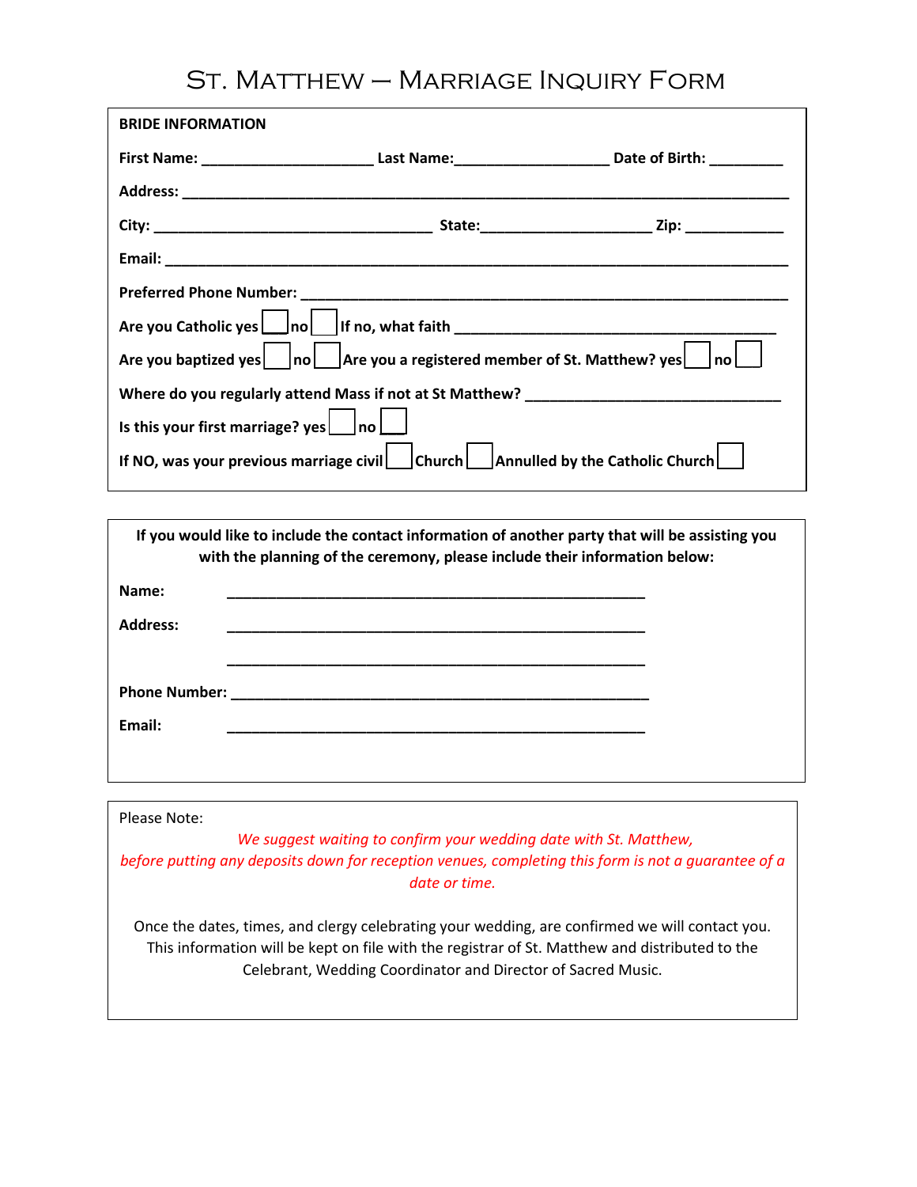# St. Matthew – Marriage Inquiry Form

**BRIDE INFORMATION**

**First Name:** ____________________ **Last Name:**__________________ **Date of Birth:** _________

**Address:** ___________________________________________________________________________

**City:** _________________________________ **State:**____________________ **Zip:** ___________

**Email:** ____________________________________________________________________________

**Preferred Phone Number:** _________________________________________________________

**Are you Catholic yes** ☐ **no** ☐ **If no, what faith** ______________________________________

**Are you baptized yes** ☐ **no** ☐ **Are you a registered member of St. Matthew? yes** ☐ **no** ☐

**Where do you regularly attend Mass if not at St Matthew?** ______________________________

**Is this your first marriage? yes** ☐ **no** ☐

**If NO, was your previous marriage civil** ☐ **Church** ☐ **Annulled by the Catholic Church** ☐

---

**If you would like to include the contact information of another party that will be assisting you with the planning of the ceremony, please include their information below:**

**Name:** ________________________________________________

**Address:** ________________________________________________

________________________________________________

**Phone Number:** ________________________________________________

**Email:** ________________________________________________

---

Please Note:

*We suggest waiting to confirm your wedding date with St. Matthew, before putting any deposits down for reception venues, completing this form is not a guarantee of a date or time.*

Once the dates, times, and clergy celebrating your wedding, are confirmed we will contact you. This information will be kept on file with the registrar of St. Matthew and distributed to the Celebrant, Wedding Coordinator and Director of Sacred Music.